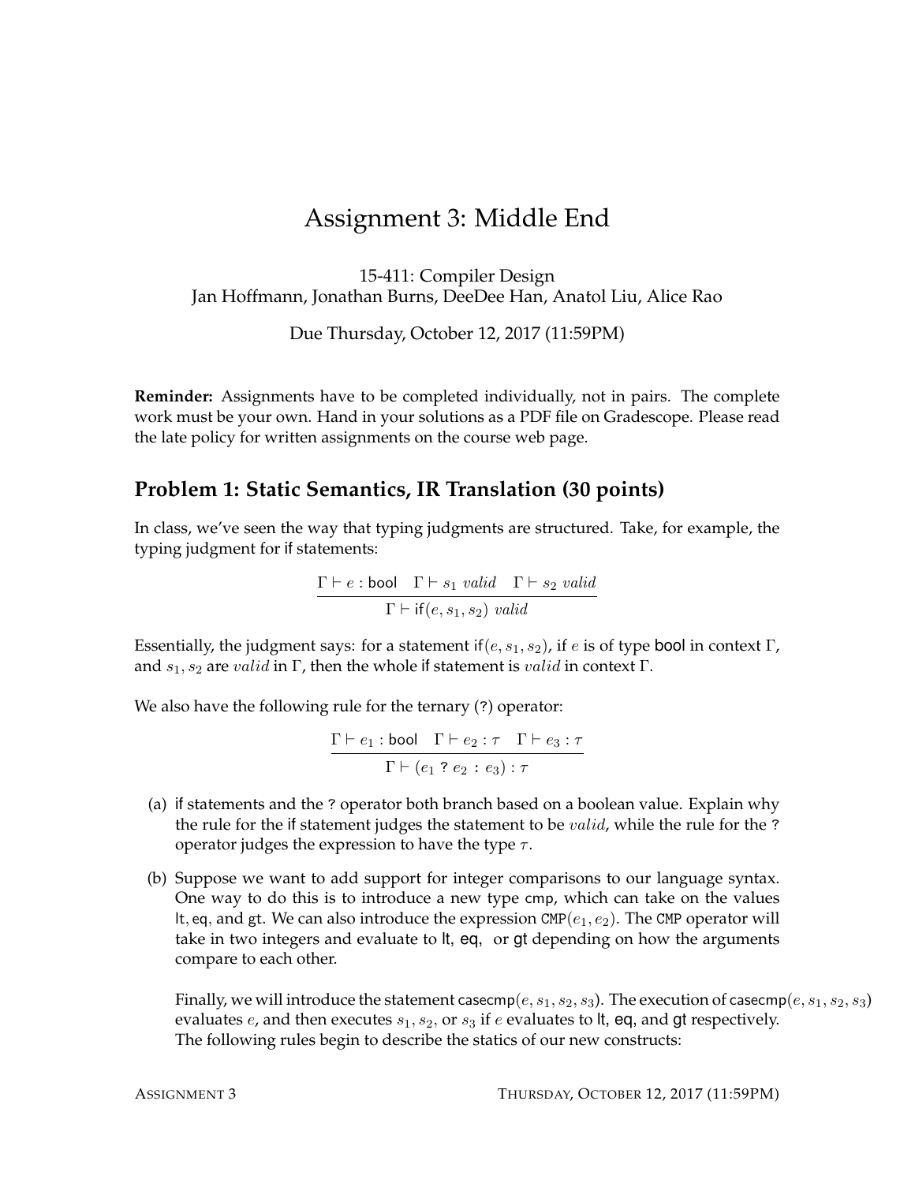# Assignment 3: Middle End

15-411: Compiler Design
Jan Hoffmann, Jonathan Burns, DeeDee Han, Anatol Liu, Alice Rao

Due Thursday, October 12, 2017 (11:59PM)

**Reminder:** Assignments have to be completed individually, not in pairs. The complete work must be your own. Hand in your solutions as a PDF file on Gradescope. Please read the late policy for written assignments on the course web page.

## Problem 1: Static Semantics, IR Translation (30 points)

In class, we've seen the way that typing judgments are structured. Take, for example, the typing judgment for if statements:

$$\frac{\Gamma \vdash e : \mathsf{bool} \quad \Gamma \vdash s_1 \ \mathit{valid} \quad \Gamma \vdash s_2 \ \mathit{valid}}{\Gamma \vdash \mathsf{if}(e, s_1, s_2) \ \mathit{valid}}$$

Essentially, the judgment says: for a statement $\mathsf{if}(e, s_1, s_2)$, if $e$ is of type bool in context $\Gamma$, and $s_1, s_2$ are $\mathit{valid}$ in $\Gamma$, then the whole if statement is $\mathit{valid}$ in context $\Gamma$.

We also have the following rule for the ternary (?) operator:

$$\frac{\Gamma \vdash e_1 : \mathsf{bool} \quad \Gamma \vdash e_2 : \tau \quad \Gamma \vdash e_3 : \tau}{\Gamma \vdash (e_1 \ ? \ e_2 \ : \ e_3) : \tau}$$

(a) if statements and the ? operator both branch based on a boolean value. Explain why the rule for the if statement judges the statement to be $\mathit{valid}$, while the rule for the ? operator judges the expression to have the type $\tau$.

(b) Suppose we want to add support for integer comparisons to our language syntax. One way to do this is to introduce a new type cmp, which can take on the values lt, eq, and gt. We can also introduce the expression $\mathtt{CMP}(e_1, e_2)$. The CMP operator will take in two integers and evaluate to lt, eq, or gt depending on how the arguments compare to each other.

Finally, we will introduce the statement $\mathsf{casecmp}(e, s_1, s_2, s_3)$. The execution of $\mathsf{casecmp}(e, s_1, s_2, s_3)$ evaluates $e$, and then executes $s_1$, $s_2$, or $s_3$ if $e$ evaluates to lt, eq, and gt respectively. The following rules begin to describe the statics of our new constructs: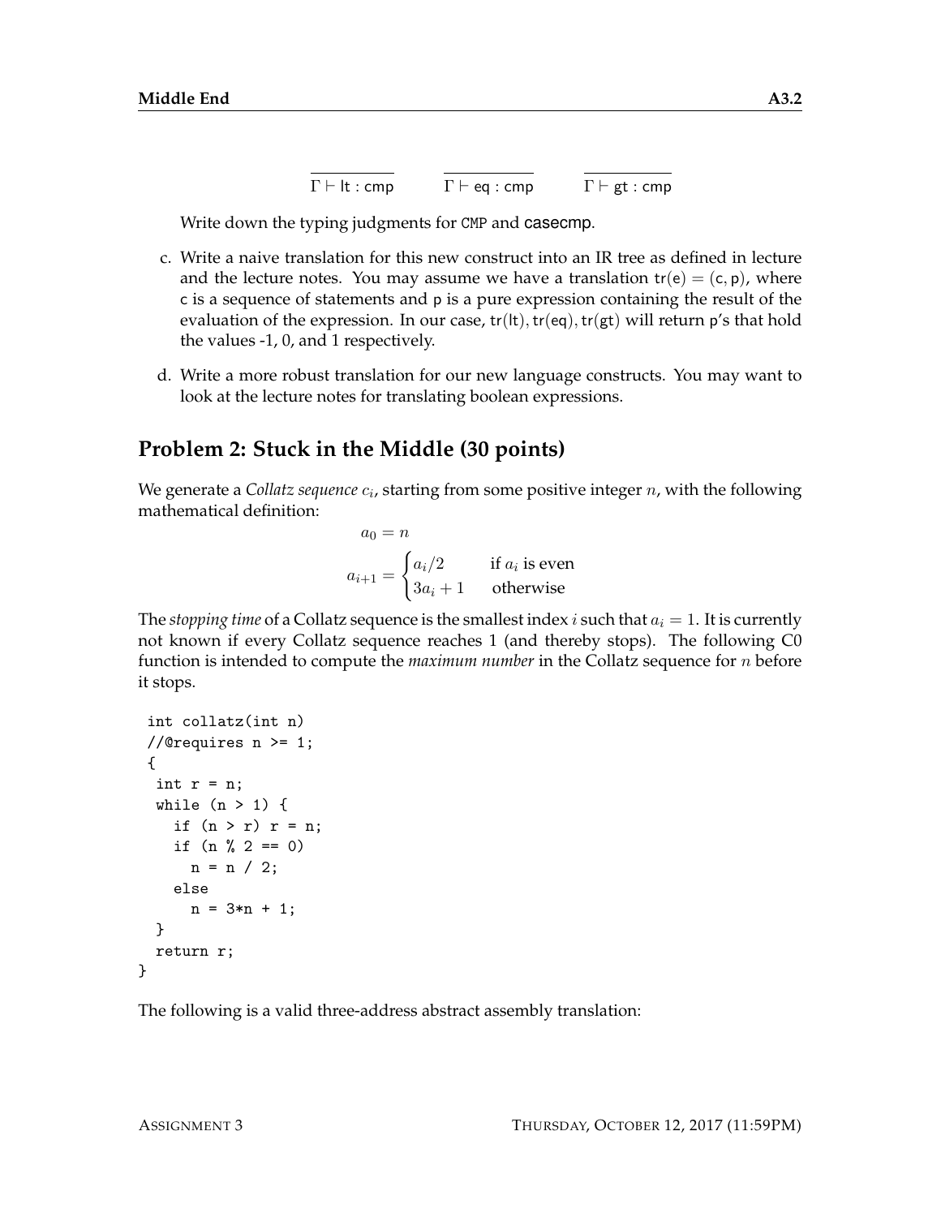$$\frac{}{\Gamma \vdash \mathsf{lt} : \mathsf{cmp}} \qquad \frac{}{\Gamma \vdash \mathsf{eq} : \mathsf{cmp}} \qquad \frac{}{\Gamma \vdash \mathsf{gt} : \mathsf{cmp}}$$

Write down the typing judgments for `CMP` and casecmp.

c. Write a naive translation for this new construct into an IR tree as defined in lecture and the lecture notes. You may assume we have a translation $\mathsf{tr}(\mathsf{e}) = (\mathsf{c}, \mathsf{p})$, where c is a sequence of statements and p is a pure expression containing the result of the evaluation of the expression. In our case, $\mathsf{tr}(\mathsf{lt}), \mathsf{tr}(\mathsf{eq}), \mathsf{tr}(\mathsf{gt})$ will return p's that hold the values -1, 0, and 1 respectively.

d. Write a more robust translation for our new language constructs. You may want to look at the lecture notes for translating boolean expressions.

## Problem 2: Stuck in the Middle (30 points)

We generate a *Collatz sequence* $c_i$, starting from some positive integer $n$, with the following mathematical definition:

$$a_0 = n$$

$$a_{i+1} = \begin{cases} a_i/2 & \text{if } a_i \text{ is even} \\ 3a_i + 1 & \text{otherwise} \end{cases}$$

The *stopping time* of a Collatz sequence is the smallest index $i$ such that $a_i = 1$. It is currently not known if every Collatz sequence reaches 1 (and thereby stops). The following C0 function is intended to compute the *maximum number* in the Collatz sequence for $n$ before it stops.

```
int collatz(int n)
//@requires n >= 1;
{
 int r = n;
 while (n > 1) {
   if (n > r) r = n;
   if (n % 2 == 0)
     n = n / 2;
   else
     n = 3*n + 1;
 }
 return r;
}
```

The following is a valid three-address abstract assembly translation: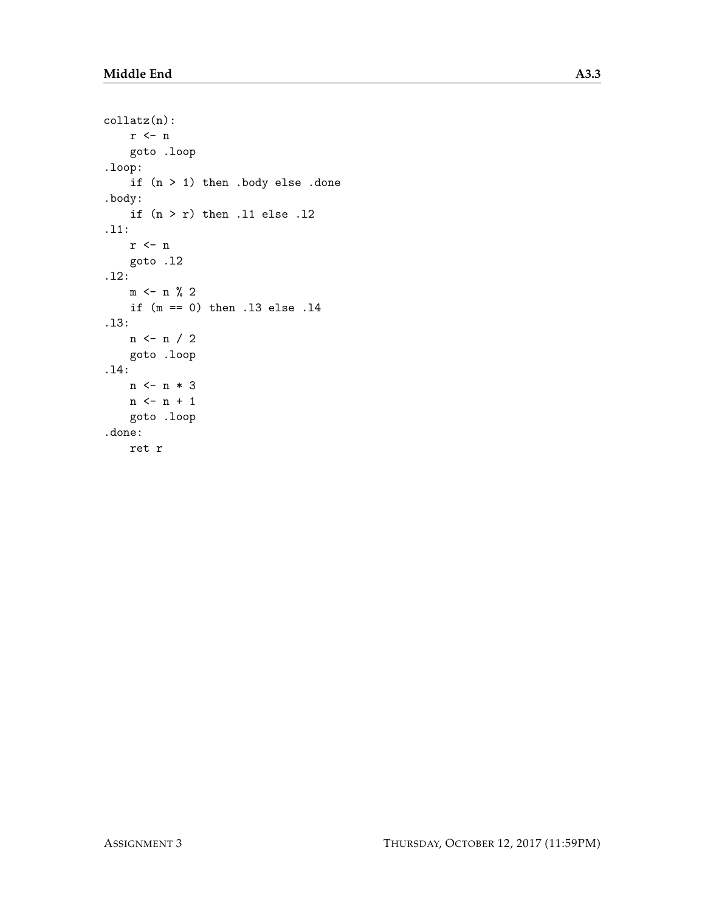```
collatz(n):
    r <- n
    goto .loop
.loop:
    if (n > 1) then .body else .done
.body:
    if (n > r) then .l1 else .l2
.l1:
    r <- n
    goto .l2
.l2:
    m <- n % 2
    if (m == 0) then .l3 else .l4
.l3:
    n <- n / 2
    goto .loop
.l4:
    n <- n * 3
    n <- n + 1
    goto .loop
.done:
    ret r
```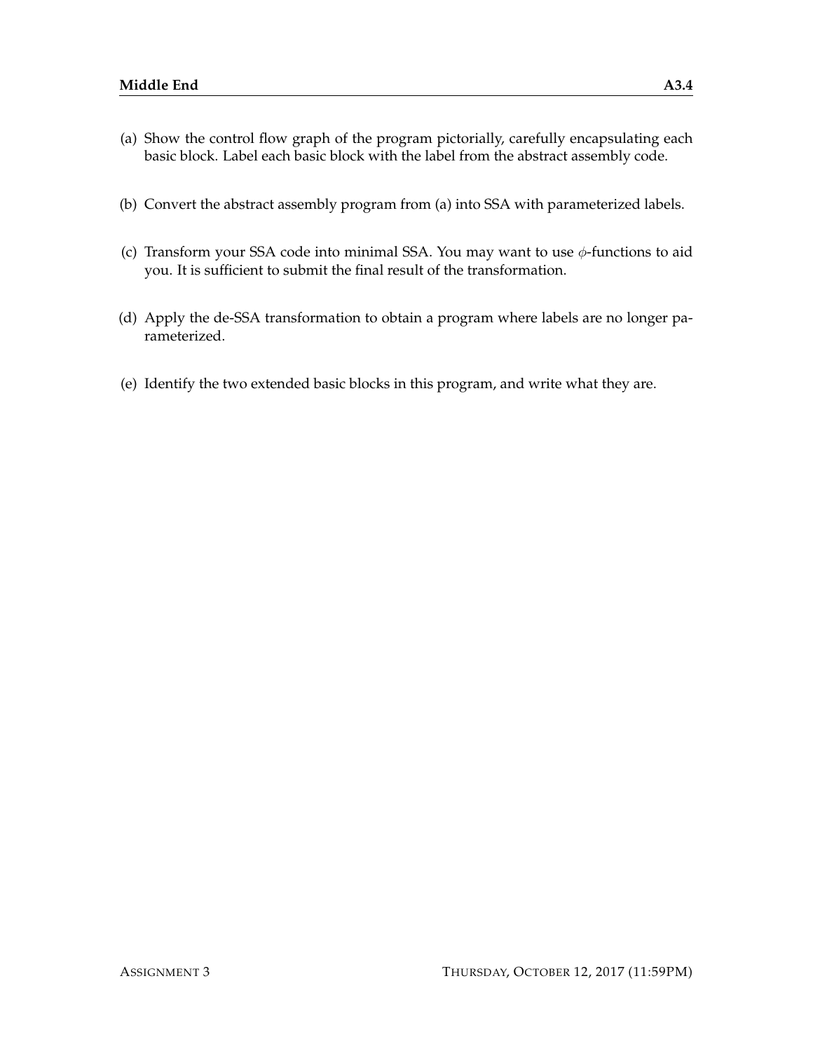(a) Show the control flow graph of the program pictorially, carefully encapsulating each basic block. Label each basic block with the label from the abstract assembly code.

(b) Convert the abstract assembly program from (a) into SSA with parameterized labels.

(c) Transform your SSA code into minimal SSA. You may want to use $\phi$-functions to aid you. It is sufficient to submit the final result of the transformation.

(d) Apply the de-SSA transformation to obtain a program where labels are no longer parameterized.

(e) Identify the two extended basic blocks in this program, and write what they are.